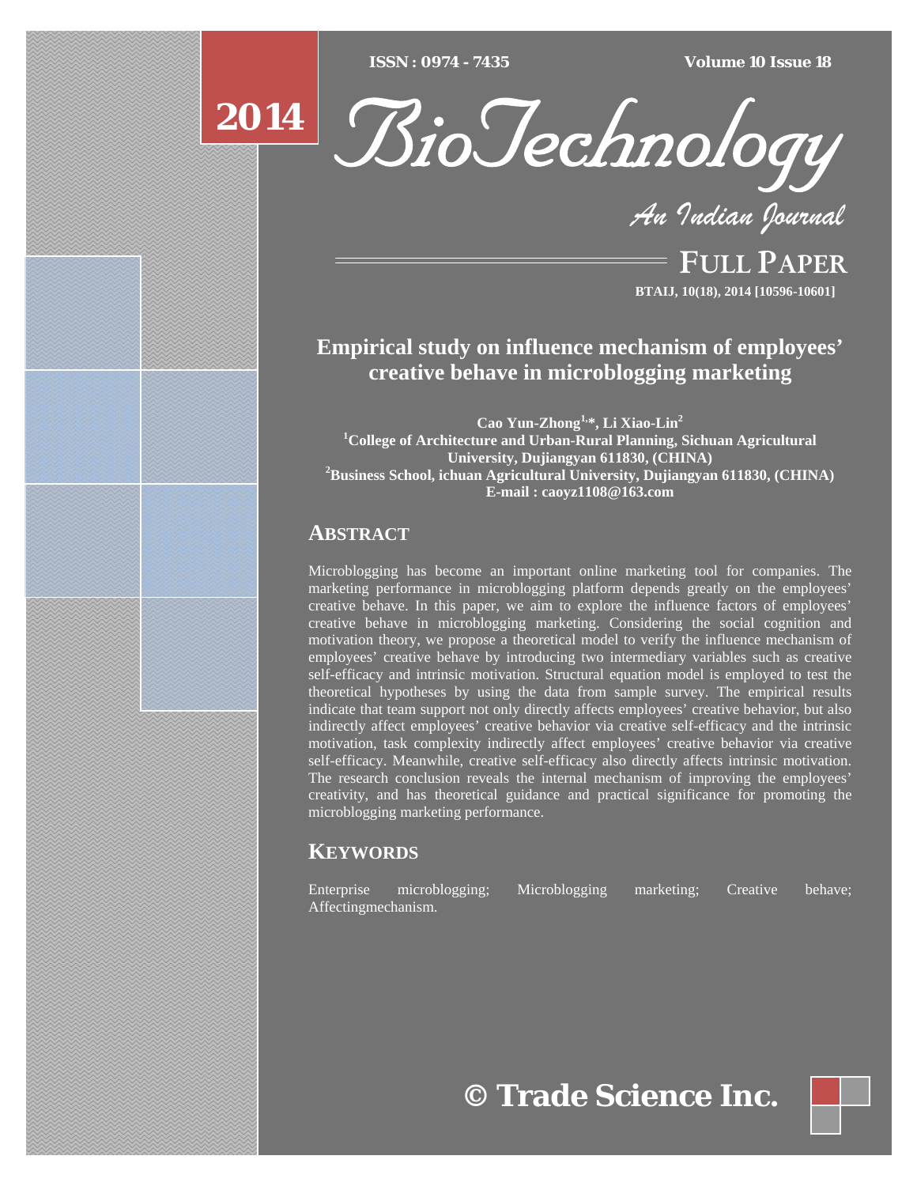# Empirical study on influence mechanism of employees' creative behave in microblogging marketing

**Cao Yun-Zhong[1,*], Li Xiao-Lin[2]**

**[1]College of Architecture and Urban-Rural Planning, Sichuan Agricultural University, Dujiangyan 611830, (CHINA)**

**[2]Business School, ichuan Agricultural University, Dujiangyan 611830, (CHINA)**

**E-mail : caoyz1108@163.com**

## ABSTRACT

Microblogging has become an important online marketing tool for companies. The marketing performance in microblogging platform depends greatly on the employees' creative behave. In this paper, we aim to explore the influence factors of employees' creative behave in microblogging marketing. Considering the social cognition and motivation theory, we propose a theoretical model to verify the influence mechanism of employees' creative behave by introducing two intermediary variables such as creative self-efficacy and intrinsic motivation. Structural equation model is employed to test the theoretical hypotheses by using the data from sample survey. The empirical results indicate that team support not only directly affects employees' creative behavior, but also indirectly affect employees' creative behavior via creative self-efficacy and the intrinsic motivation, task complexity indirectly affect employees' creative behavior via creative self-efficacy. Meanwhile, creative self-efficacy also directly affects intrinsic motivation. The research conclusion reveals the internal mechanism of improving the employees' creativity, and has theoretical guidance and practical significance for promoting the microblogging marketing performance.

## KEYWORDS

Enterprise microblogging; Microblogging marketing; Creative behave; Affectingmechanism.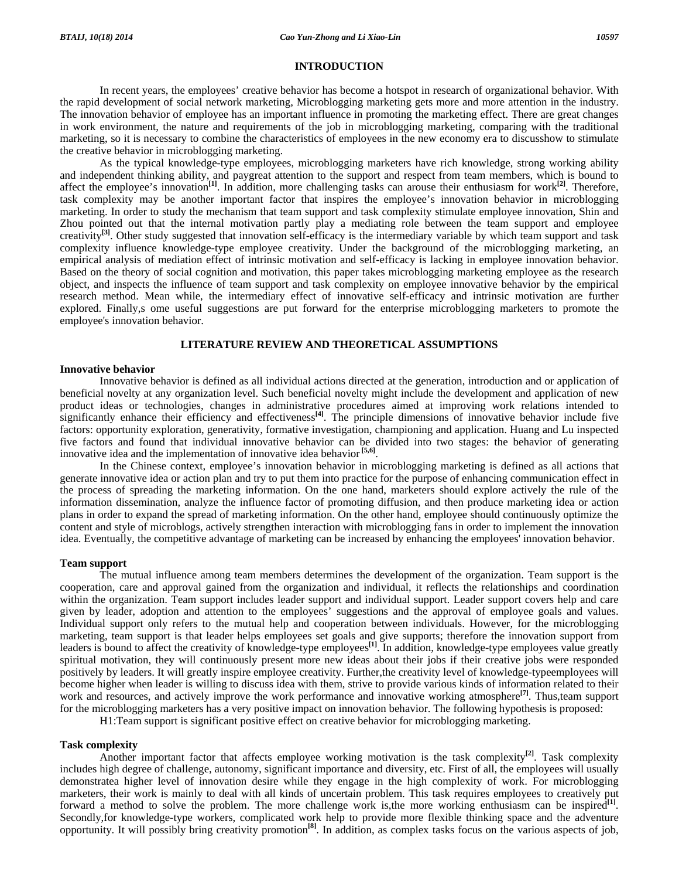## INTRODUCTION

In recent years, the employees' creative behavior has become a hotspot in research of organizational behavior. With the rapid development of social network marketing, Microblogging marketing gets more and more attention in the industry. The innovation behavior of employee has an important influence in promoting the marketing effect. There are great changes in work environment, the nature and requirements of the job in microblogging marketing, comparing with the traditional marketing, so it is necessary to combine the characteristics of employees in the new economy era to discusshow to stimulate the creative behavior in microblogging marketing.

As the typical knowledge-type employees, microblogging marketers have rich knowledge, strong working ability and independent thinking ability, and paygreat attention to the support and respect from team members, which is bound to affect the employee's innovation[1]. In addition, more challenging tasks can arouse their enthusiasm for work[2]. Therefore, task complexity may be another important factor that inspires the employee's innovation behavior in microblogging marketing. In order to study the mechanism that team support and task complexity stimulate employee innovation, Shin and Zhou pointed out that the internal motivation partly play a mediating role between the team support and employee creativity[3]. Other study suggested that innovation self-efficacy is the intermediary variable by which team support and task complexity influence knowledge-type employee creativity. Under the background of the microblogging marketing, an empirical analysis of mediation effect of intrinsic motivation and self-efficacy is lacking in employee innovation behavior. Based on the theory of social cognition and motivation, this paper takes microblogging marketing employee as the research object, and inspects the influence of team support and task complexity on employee innovative behavior by the empirical research method. Mean while, the intermediary effect of innovative self-efficacy and intrinsic motivation are further explored. Finally,s ome useful suggestions are put forward for the enterprise microblogging marketers to promote the employee's innovation behavior.

## LITERATURE REVIEW AND THEORETICAL ASSUMPTIONS

### Innovative behavior

Innovative behavior is defined as all individual actions directed at the generation, introduction and or application of beneficial novelty at any organization level. Such beneficial novelty might include the development and application of new product ideas or technologies, changes in administrative procedures aimed at improving work relations intended to significantly enhance their efficiency and effectiveness[4]. The principle dimensions of innovative behavior include five factors: opportunity exploration, generativity, formative investigation, championing and application. Huang and Lu inspected five factors and found that individual innovative behavior can be divided into two stages: the behavior of generating innovative idea and the implementation of innovative idea behavior [5,6].

In the Chinese context, employee's innovation behavior in microblogging marketing is defined as all actions that generate innovative idea or action plan and try to put them into practice for the purpose of enhancing communication effect in the process of spreading the marketing information. On the one hand, marketers should explore actively the rule of the information dissemination, analyze the influence factor of promoting diffusion, and then produce marketing idea or action plans in order to expand the spread of marketing information. On the other hand, employee should continuously optimize the content and style of microblogs, actively strengthen interaction with microblogging fans in order to implement the innovation idea. Eventually, the competitive advantage of marketing can be increased by enhancing the employees' innovation behavior.

### Team support

The mutual influence among team members determines the development of the organization. Team support is the cooperation, care and approval gained from the organization and individual, it reflects the relationships and coordination within the organization. Team support includes leader support and individual support. Leader support covers help and care given by leader, adoption and attention to the employees' suggestions and the approval of employee goals and values. Individual support only refers to the mutual help and cooperation between individuals. However, for the microblogging marketing, team support is that leader helps employees set goals and give supports; therefore the innovation support from leaders is bound to affect the creativity of knowledge-type employees[1]. In addition, knowledge-type employees value greatly spiritual motivation, they will continuously present more new ideas about their jobs if their creative jobs were responded positively by leaders. It will greatly inspire employee creativity. Further,the creativity level of knowledge-typeemployees will become higher when leader is willing to discuss idea with them, strive to provide various kinds of information related to their work and resources, and actively improve the work performance and innovative working atmosphere[7]. Thus,team support for the microblogging marketers has a very positive impact on innovation behavior. The following hypothesis is proposed:

H1:Team support is significant positive effect on creative behavior for microblogging marketing.

### Task complexity

Another important factor that affects employee working motivation is the task complexity[2]. Task complexity includes high degree of challenge, autonomy, significant importance and diversity, etc. First of all, the employees will usually demonstratea higher level of innovation desire while they engage in the high complexity of work. For microblogging marketers, their work is mainly to deal with all kinds of uncertain problem. This task requires employees to creatively put forward a method to solve the problem. The more challenge work is,the more working enthusiasm can be inspired[1]. Secondly,for knowledge-type workers, complicated work help to provide more flexible thinking space and the adventure opportunity. It will possibly bring creativity promotion[8]. In addition, as complex tasks focus on the various aspects of job,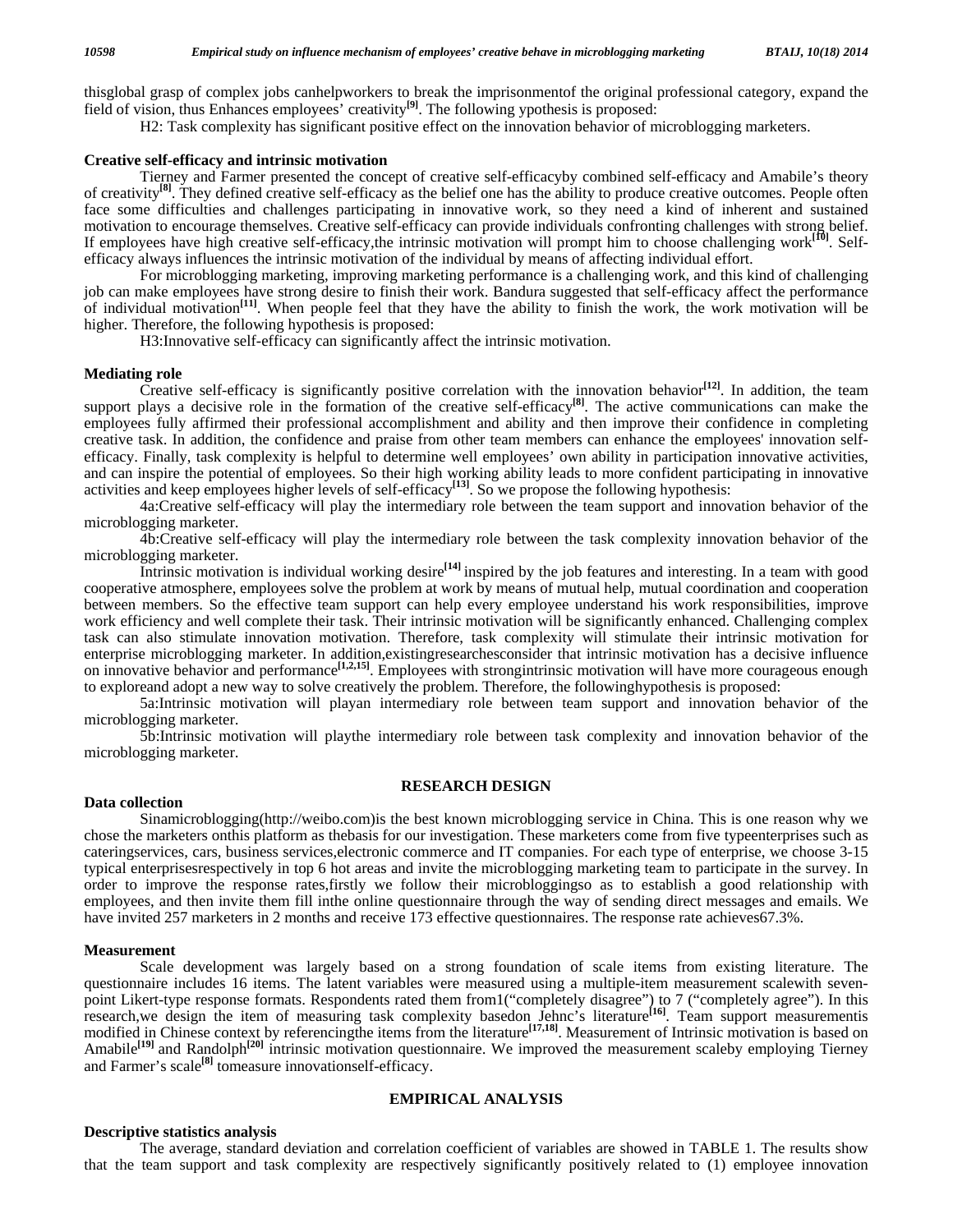thisglobal grasp of complex jobs canhelpworkers to break the imprisonmentof the original professional category, expand the field of vision, thus Enhances employees' creativity[9]. The following ypothesis is proposed:

H2: Task complexity has significant positive effect on the innovation behavior of microblogging marketers.

### Creative self-efficacy and intrinsic motivation

Tierney and Farmer presented the concept of creative self-efficacyby combined self-efficacy and Amabile's theory of creativity[8]. They defined creative self-efficacy as the belief one has the ability to produce creative outcomes. People often face some difficulties and challenges participating in innovative work, so they need a kind of inherent and sustained motivation to encourage themselves. Creative self-efficacy can provide individuals confronting challenges with strong belief. If employees have high creative self-efficacy,the intrinsic motivation will prompt him to choose challenging work[10]. Self-efficacy always influences the intrinsic motivation of the individual by means of affecting individual effort.

For microblogging marketing, improving marketing performance is a challenging work, and this kind of challenging job can make employees have strong desire to finish their work. Bandura suggested that self-efficacy affect the performance of individual motivation[11]. When people feel that they have the ability to finish the work, the work motivation will be higher. Therefore, the following hypothesis is proposed:

H3:Innovative self-efficacy can significantly affect the intrinsic motivation.

### Mediating role

Creative self-efficacy is significantly positive correlation with the innovation behavior[12]. In addition, the team support plays a decisive role in the formation of the creative self-efficacy[8]. The active communications can make the employees fully affirmed their professional accomplishment and ability and then improve their confidence in completing creative task. In addition, the confidence and praise from other team members can enhance the employees' innovation self-efficacy. Finally, task complexity is helpful to determine well employees' own ability in participation innovative activities, and can inspire the potential of employees. So their high working ability leads to more confident participating in innovative activities and keep employees higher levels of self-efficacy[13]. So we propose the following hypothesis:

4a:Creative self-efficacy will play the intermediary role between the team support and innovation behavior of the microblogging marketer.

4b:Creative self-efficacy will play the intermediary role between the task complexity innovation behavior of the microblogging marketer.

Intrinsic motivation is individual working desire[14] inspired by the job features and interesting. In a team with good cooperative atmosphere, employees solve the problem at work by means of mutual help, mutual coordination and cooperation between members. So the effective team support can help every employee understand his work responsibilities, improve work efficiency and well complete their task. Their intrinsic motivation will be significantly enhanced. Challenging complex task can also stimulate innovation motivation. Therefore, task complexity will stimulate their intrinsic motivation for enterprise microblogging marketer. In addition,existingresearchesconsider that intrinsic motivation has a decisive influence on innovative behavior and performance[1,2,15]. Employees with strongintrinsic motivation will have more courageous enough to exploreand adopt a new way to solve creatively the problem. Therefore, the followinghypothesis is proposed:

5a:Intrinsic motivation will playan intermediary role between team support and innovation behavior of the microblogging marketer.

5b:Intrinsic motivation will playthe intermediary role between task complexity and innovation behavior of the microblogging marketer.

## RESEARCH DESIGN

### Data collection

Sinamicroblogging(http://weibo.com)is the best known microblogging service in China. This is one reason why we chose the marketers onthis platform as thebasis for our investigation. These marketers come from five typeenterprises such as cateringservices, cars, business services,electronic commerce and IT companies. For each type of enterprise, we choose 3-15 typical enterprisesrespectively in top 6 hot areas and invite the microblogging marketing team to participate in the survey. In order to improve the response rates,firstly we follow their microbloggingso as to establish a good relationship with employees, and then invite them fill inthe online questionnaire through the way of sending direct messages and emails. We have invited 257 marketers in 2 months and receive 173 effective questionnaires. The response rate achieves67.3%.

### Measurement

Scale development was largely based on a strong foundation of scale items from existing literature. The questionnaire includes 16 items. The latent variables were measured using a multiple-item measurement scalewith seven-point Likert-type response formats. Respondents rated them from1("completely disagree") to 7 ("completely agree"). In this research,we design the item of measuring task complexity basedon Jehnc's literature[16]. Team support measurementis modified in Chinese context by referencingthe items from the literature[17,18]. Measurement of Intrinsic motivation is based on Amabile[19] and Randolph[20] intrinsic motivation questionnaire. We improved the measurement scaleby employing Tierney and Farmer's scale[8] tomeasure innovationself-efficacy.

## EMPIRICAL ANALYSIS

### Descriptive statistics analysis

The average, standard deviation and correlation coefficient of variables are showed in TABLE 1. The results show that the team support and task complexity are respectively significantly positively related to (1) employee innovation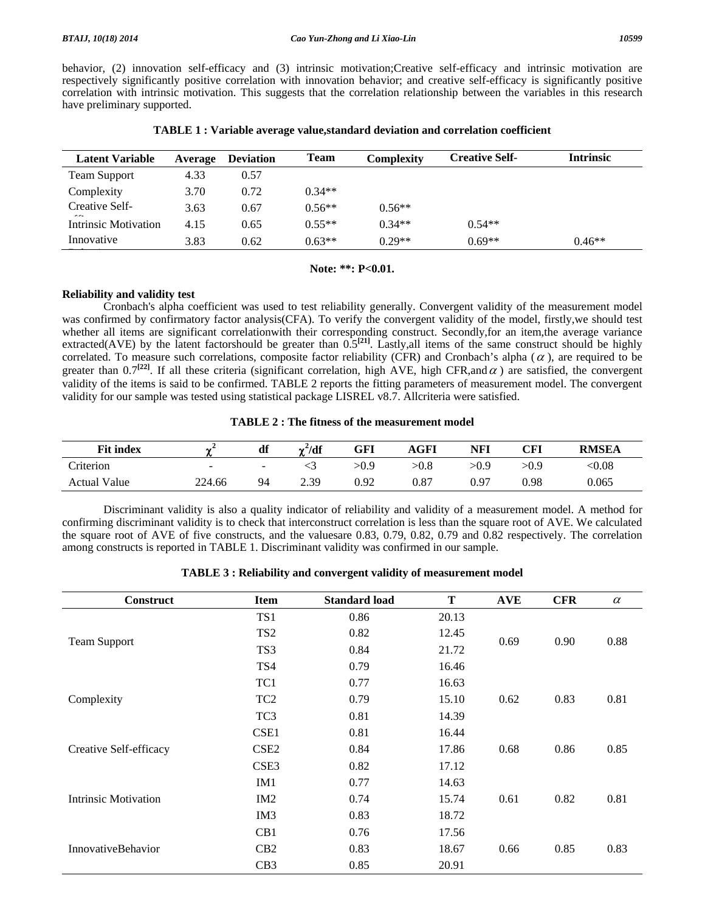behavior, (2) innovation self-efficacy and (3) intrinsic motivation;Creative self-efficacy and intrinsic motivation are respectively significantly positive correlation with innovation behavior; and creative self-efficacy is significantly positive correlation with intrinsic motivation. This suggests that the correlation relationship between the variables in this research have preliminary supported.

**TABLE 1 : Variable average value,standard deviation and correlation coefficient**

| Latent Variable | Average | Deviation | Team | Complexity | Creative Self- | Intrinsic |
|---|---|---|---|---|---|---|
| Team Support | 4.33 | 0.57 | | | | |
| Complexity | 3.70 | 0.72 | 0.34** | | | |
| Creative Self- | 3.63 | 0.67 | 0.56** | 0.56** | | |
| Intrinsic Motivation | 4.15 | 0.65 | 0.55** | 0.34** | 0.54** | |
| Innovative | 3.83 | 0.62 | 0.63** | 0.29** | 0.69** | 0.46** |

**Note: **: P<0.01.**

**Reliability and validity test**

Cronbach's alpha coefficient was used to test reliability generally. Convergent validity of the measurement model was confirmed by confirmatory factor analysis(CFA). To verify the convergent validity of the model, firstly,we should test whether all items are significant correlationwith their corresponding construct. Secondly,for an item,the average variance extracted(AVE) by the latent factorshould be greater than 0.5[21]. Lastly,all items of the same construct should be highly correlated. To measure such correlations, composite factor reliability (CFR) and Cronbach's alpha ($\alpha$), are required to be greater than 0.7[22]. If all these criteria (significant correlation, high AVE, high CFR,and $\alpha$) are satisfied, the convergent validity of the items is said to be confirmed. TABLE 2 reports the fitting parameters of measurement model. The convergent validity for our sample was tested using statistical package LISREL v8.7. Allcriteria were satisfied.

**TABLE 2 : The fitness of the measurement model**

| Fit index | $\chi^2$ | df | $\chi^2$/df | GFI | AGFI | NFI | CFI | RMSEA |
|---|---|---|---|---|---|---|---|---|
| Criterion | - | - | <3 | >0.9 | >0.8 | >0.9 | >0.9 | <0.08 |
| Actual Value | 224.66 | 94 | 2.39 | 0.92 | 0.87 | 0.97 | 0.98 | 0.065 |

Discriminant validity is also a quality indicator of reliability and validity of a measurement model. A method for confirming discriminant validity is to check that interconstruct correlation is less than the square root of AVE. We calculated the square root of AVE of five constructs, and the valuesare 0.83, 0.79, 0.82, 0.79 and 0.82 respectively. The correlation among constructs is reported in TABLE 1. Discriminant validity was confirmed in our sample.

**TABLE 3 : Reliability and convergent validity of measurement model**

| Construct | Item | Standard load | T | AVE | CFR | $\alpha$ |
|---|---|---|---|---|---|---|
| Team Support | TS1 | 0.86 | 20.13 | 0.69 | 0.90 | 0.88 |
| | TS2 | 0.82 | 12.45 | | | |
| | TS3 | 0.84 | 21.72 | | | |
| | TS4 | 0.79 | 16.46 | | | |
| Complexity | TC1 | 0.77 | 16.63 | 0.62 | 0.83 | 0.81 |
| | TC2 | 0.79 | 15.10 | | | |
| | TC3 | 0.81 | 14.39 | | | |
| Creative Self-efficacy | CSE1 | 0.81 | 16.44 | 0.68 | 0.86 | 0.85 |
| | CSE2 | 0.84 | 17.86 | | | |
| | CSE3 | 0.82 | 17.12 | | | |
| Intrinsic Motivation | IM1 | 0.77 | 14.63 | 0.61 | 0.82 | 0.81 |
| | IM2 | 0.74 | 15.74 | | | |
| | IM3 | 0.83 | 18.72 | | | |
| InnovativeBehavior | CB1 | 0.76 | 17.56 | 0.66 | 0.85 | 0.83 |
| | CB2 | 0.83 | 18.67 | | | |
| | CB3 | 0.85 | 20.91 | | | |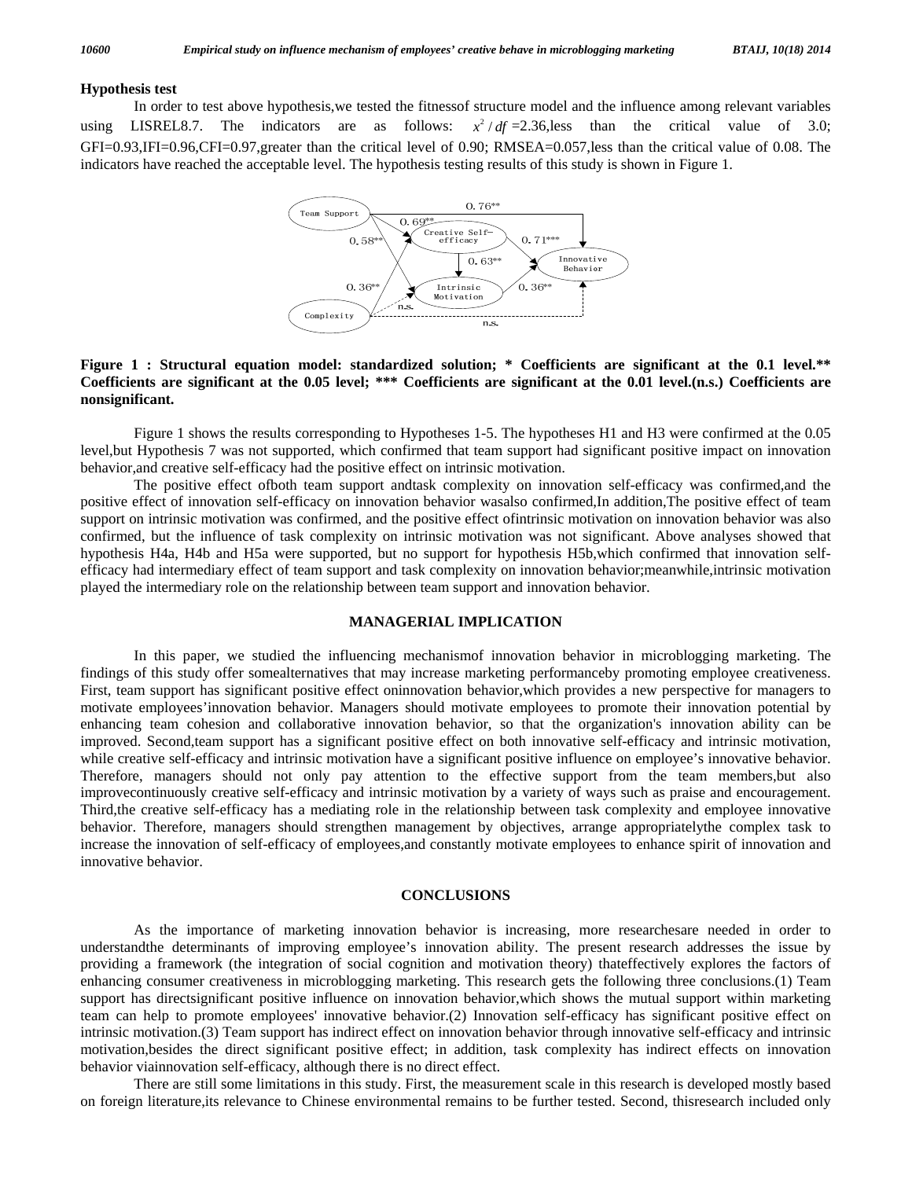**Hypothesis test**

In order to test above hypothesis,we tested the fitnessof structure model and the influence among relevant variables using LISREL8.7. The indicators are as follows: $x^2/df$ =2.36,less than the critical value of 3.0; GFI=0.93,IFI=0.96,CFI=0.97,greater than the critical level of 0.90; RMSEA=0.057,less than the critical value of 0.08. The indicators have reached the acceptable level. The hypothesis testing results of this study is shown in Figure 1.

**Figure 1 : Structural equation model: standardized solution; \* Coefficients are significant at the 0.1 level.\*\* Coefficients are significant at the 0.05 level; \*\*\* Coefficients are significant at the 0.01 level.(n.s.) Coefficients are nonsignificant.**

Figure 1 shows the results corresponding to Hypotheses 1-5. The hypotheses H1 and H3 were confirmed at the 0.05 level,but Hypothesis 7 was not supported, which confirmed that team support had significant positive impact on innovation behavior,and creative self-efficacy had the positive effect on intrinsic motivation.

The positive effect ofboth team support andtask complexity on innovation self-efficacy was confirmed,and the positive effect of innovation self-efficacy on innovation behavior wasalso confirmed,In addition,The positive effect of team support on intrinsic motivation was confirmed, and the positive effect ofintrinsic motivation on innovation behavior was also confirmed, but the influence of task complexity on intrinsic motivation was not significant. Above analyses showed that hypothesis H4a, H4b and H5a were supported, but no support for hypothesis H5b,which confirmed that innovation self-efficacy had intermediary effect of team support and task complexity on innovation behavior;meanwhile,intrinsic motivation played the intermediary role on the relationship between team support and innovation behavior.

## MANAGERIAL IMPLICATION

In this paper, we studied the influencing mechanismof innovation behavior in microblogging marketing. The findings of this study offer somealternatives that may increase marketing performanceby promoting employee creativeness. First, team support has significant positive effect oninnovation behavior,which provides a new perspective for managers to motivate employees'innovation behavior. Managers should motivate employees to promote their innovation potential by enhancing team cohesion and collaborative innovation behavior, so that the organization's innovation ability can be improved. Second,team support has a significant positive effect on both innovative self-efficacy and intrinsic motivation, while creative self-efficacy and intrinsic motivation have a significant positive influence on employee's innovative behavior. Therefore, managers should not only pay attention to the effective support from the team members,but also improvecontinuously creative self-efficacy and intrinsic motivation by a variety of ways such as praise and encouragement. Third,the creative self-efficacy has a mediating role in the relationship between task complexity and employee innovative behavior. Therefore, managers should strengthen management by objectives, arrange appropriatelythe complex task to increase the innovation of self-efficacy of employees,and constantly motivate employees to enhance spirit of innovation and innovative behavior.

## CONCLUSIONS

As the importance of marketing innovation behavior is increasing, more researchesare needed in order to understandthe determinants of improving employee's innovation ability. The present research addresses the issue by providing a framework (the integration of social cognition and motivation theory) thateffectively explores the factors of enhancing consumer creativeness in microblogging marketing. This research gets the following three conclusions.(1) Team support has directsignificant positive influence on innovation behavior,which shows the mutual support within marketing team can help to promote employees' innovative behavior.(2) Innovation self-efficacy has significant positive effect on intrinsic motivation.(3) Team support has indirect effect on innovation behavior through innovative self-efficacy and intrinsic motivation,besides the direct significant positive effect; in addition, task complexity has indirect effects on innovation behavior viainnovation self-efficacy, although there is no direct effect.

There are still some limitations in this study. First, the measurement scale in this research is developed mostly based on foreign literature,its relevance to Chinese environmental remains to be further tested. Second, thisresearch included only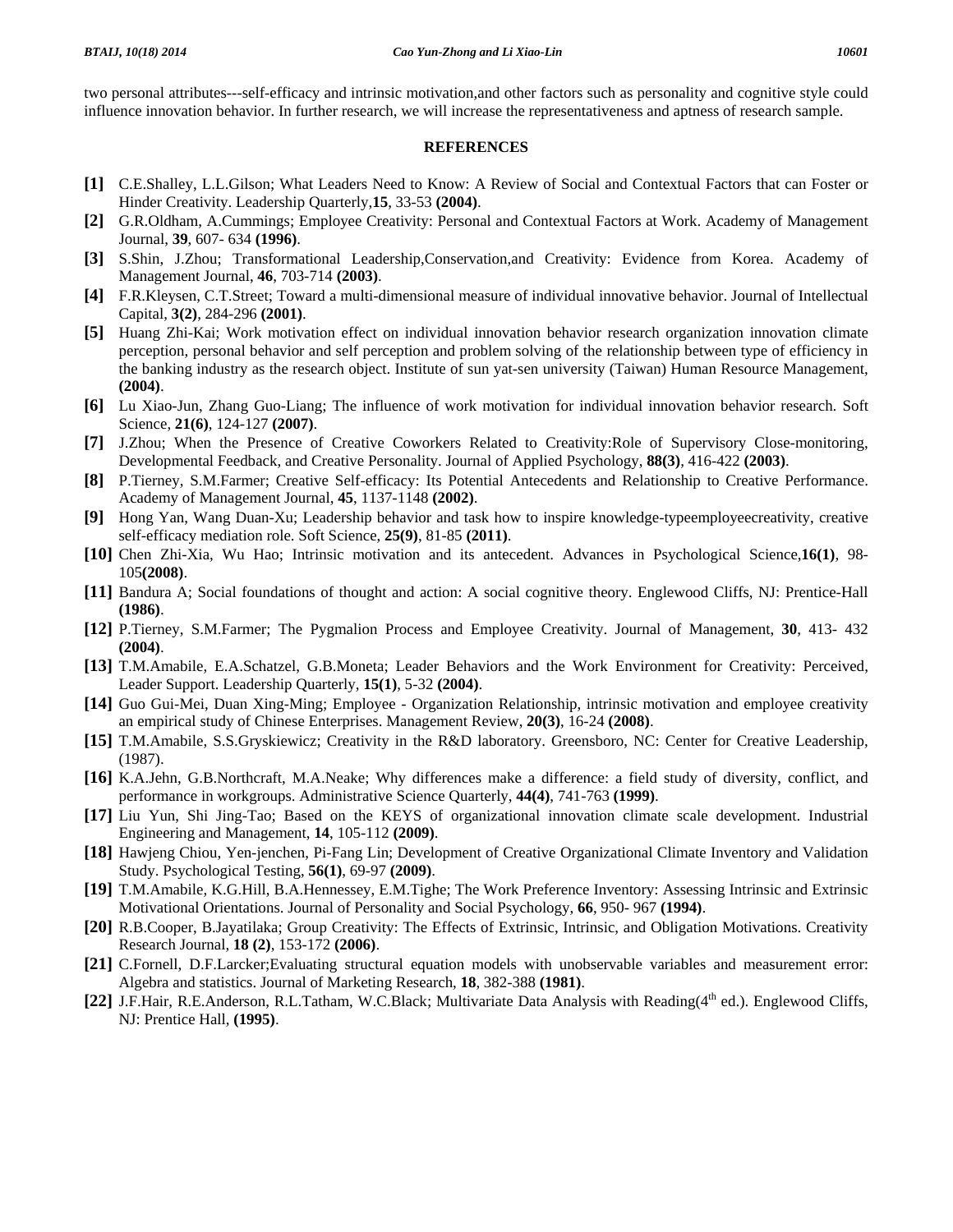two personal attributes---self-efficacy and intrinsic motivation,and other factors such as personality and cognitive style could influence innovation behavior. In further research, we will increase the representativeness and aptness of research sample.

## REFERENCES

**[1]** C.E.Shalley, L.L.Gilson; What Leaders Need to Know: A Review of Social and Contextual Factors that can Foster or Hinder Creativity. Leadership Quarterly,**15**, 33-53 **(2004)**.

**[2]** G.R.Oldham, A.Cummings; Employee Creativity: Personal and Contextual Factors at Work. Academy of Management Journal, **39**, 607- 634 **(1996)**.

**[3]** S.Shin, J.Zhou; Transformational Leadership,Conservation,and Creativity: Evidence from Korea. Academy of Management Journal, **46**, 703-714 **(2003)**.

**[4]** F.R.Kleysen, C.T.Street; Toward a multi-dimensional measure of individual innovative behavior. Journal of Intellectual Capital, **3(2)**, 284-296 **(2001)**.

**[5]** Huang Zhi-Kai; Work motivation effect on individual innovation behavior research organization innovation climate perception, personal behavior and self perception and problem solving of the relationship between type of efficiency in the banking industry as the research object. Institute of sun yat-sen university (Taiwan) Human Resource Management, **(2004)**.

**[6]** Lu Xiao-Jun, Zhang Guo-Liang; The influence of work motivation for individual innovation behavior research. Soft Science, **21(6)**, 124-127 **(2007)**.

**[7]** J.Zhou; When the Presence of Creative Coworkers Related to Creativity:Role of Supervisory Close-monitoring, Developmental Feedback, and Creative Personality. Journal of Applied Psychology, **88(3)**, 416-422 **(2003)**.

**[8]** P.Tierney, S.M.Farmer; Creative Self-efficacy: Its Potential Antecedents and Relationship to Creative Performance. Academy of Management Journal, **45**, 1137-1148 **(2002)**.

**[9]** Hong Yan, Wang Duan-Xu; Leadership behavior and task how to inspire knowledge-typeemployeecreativity, creative self-efficacy mediation role. Soft Science, **25(9)**, 81-85 **(2011)**.

**[10]** Chen Zhi-Xia, Wu Hao; Intrinsic motivation and its antecedent. Advances in Psychological Science,**16(1)**, 98-105**(2008)**.

**[11]** Bandura A; Social foundations of thought and action: A social cognitive theory. Englewood Cliffs, NJ: Prentice-Hall **(1986)**.

**[12]** P.Tierney, S.M.Farmer; The Pygmalion Process and Employee Creativity. Journal of Management, **30**, 413- 432 **(2004)**.

**[13]** T.M.Amabile, E.A.Schatzel, G.B.Moneta; Leader Behaviors and the Work Environment for Creativity: Perceived, Leader Support. Leadership Quarterly, **15(1)**, 5-32 **(2004)**.

**[14]** Guo Gui-Mei, Duan Xing-Ming; Employee - Organization Relationship, intrinsic motivation and employee creativity an empirical study of Chinese Enterprises. Management Review, **20(3)**, 16-24 **(2008)**.

**[15]** T.M.Amabile, S.S.Gryskiewicz; Creativity in the R&D laboratory. Greensboro, NC: Center for Creative Leadership, (1987).

**[16]** K.A.Jehn, G.B.Northcraft, M.A.Neake; Why differences make a difference: a field study of diversity, conflict, and performance in workgroups. Administrative Science Quarterly, **44(4)**, 741-763 **(1999)**.

**[17]** Liu Yun, Shi Jing-Tao; Based on the KEYS of organizational innovation climate scale development. Industrial Engineering and Management, **14**, 105-112 **(2009)**.

**[18]** Hawjeng Chiou, Yen-jenchen, Pi-Fang Lin; Development of Creative Organizational Climate Inventory and Validation Study. Psychological Testing, **56(1)**, 69-97 **(2009)**.

**[19]** T.M.Amabile, K.G.Hill, B.A.Hennessey, E.M.Tighe; The Work Preference Inventory: Assessing Intrinsic and Extrinsic Motivational Orientations. Journal of Personality and Social Psychology, **66**, 950- 967 **(1994)**.

**[20]** R.B.Cooper, B.Jayatilaka; Group Creativity: The Effects of Extrinsic, Intrinsic, and Obligation Motivations. Creativity Research Journal, **18 (2)**, 153-172 **(2006)**.

**[21]** C.Fornell, D.F.Larcker;Evaluating structural equation models with unobservable variables and measurement error: Algebra and statistics. Journal of Marketing Research, **18**, 382-388 **(1981)**.

**[22]** J.F.Hair, R.E.Anderson, R.L.Tatham, W.C.Black; Multivariate Data Analysis with Reading(4th ed.). Englewood Cliffs, NJ: Prentice Hall, **(1995)**.